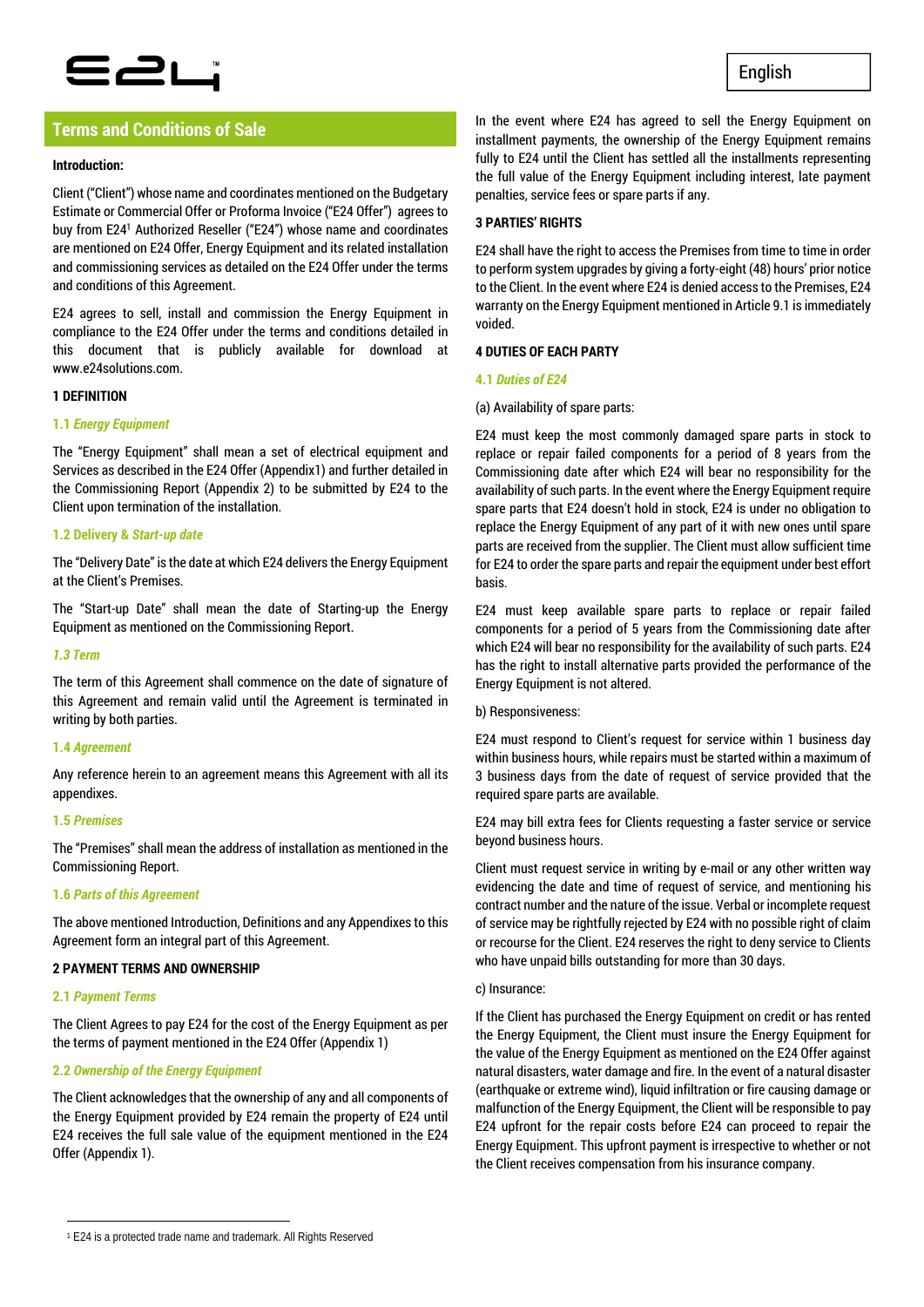English

## Terms and Conditions of Sale

**Introduction:**

Client ("Client") whose name and coordinates mentioned on the Budgetary Estimate or Commercial Offer or Proforma Invoice ("E24 Offer") agrees to buy from E24[1] Authorized Reseller ("E24") whose name and coordinates are mentioned on E24 Offer, Energy Equipment and its related installation and commissioning services as detailed on the E24 Offer under the terms and conditions of this Agreement.

E24 agrees to sell, install and commission the Energy Equipment in compliance to the E24 Offer under the terms and conditions detailed in this document that is publicly available for download at www.e24solutions.com.

**1 DEFINITION**

**1.1** ***Energy Equipment***

The "Energy Equipment" shall mean a set of electrical equipment and Services as described in the E24 Offer (Appendix1) and further detailed in the Commissioning Report (Appendix 2) to be submitted by E24 to the Client upon termination of the installation.

**1.2 Delivery &** ***Start-up date***

The "Delivery Date" is the date at which E24 delivers the Energy Equipment at the Client's Premises.

The "Start-up Date" shall mean the date of Starting-up the Energy Equipment as mentioned on the Commissioning Report.

***1.3 Term***

The term of this Agreement shall commence on the date of signature of this Agreement and remain valid until the Agreement is terminated in writing by both parties.

**1.4** ***Agreement***

Any reference herein to an agreement means this Agreement with all its appendixes.

**1.5** ***Premises***

The "Premises" shall mean the address of installation as mentioned in the Commissioning Report.

**1.6** ***Parts of this Agreement***

The above mentioned Introduction, Definitions and any Appendixes to this Agreement form an integral part of this Agreement.

**2 PAYMENT TERMS AND OWNERSHIP**

**2.1** ***Payment Terms***

The Client Agrees to pay E24 for the cost of the Energy Equipment as per the terms of payment mentioned in the E24 Offer (Appendix 1)

**2.2** ***Ownership of the Energy Equipment***

The Client acknowledges that the ownership of any and all components of the Energy Equipment provided by E24 remain the property of E24 until E24 receives the full sale value of the equipment mentioned in the E24 Offer (Appendix 1).

In the event where E24 has agreed to sell the Energy Equipment on installment payments, the ownership of the Energy Equipment remains fully to E24 until the Client has settled all the installments representing the full value of the Energy Equipment including interest, late payment penalties, service fees or spare parts if any.

**3 PARTIES' RIGHTS**

E24 shall have the right to access the Premises from time to time in order to perform system upgrades by giving a forty-eight (48) hours' prior notice to the Client. In the event where E24 is denied access to the Premises, E24 warranty on the Energy Equipment mentioned in Article 9.1 is immediately voided.

**4 DUTIES OF EACH PARTY**

**4.1** ***Duties of E24***

(a) Availability of spare parts:

E24 must keep the most commonly damaged spare parts in stock to replace or repair failed components for a period of 8 years from the Commissioning date after which E24 will bear no responsibility for the availability of such parts. In the event where the Energy Equipment require spare parts that E24 doesn't hold in stock, E24 is under no obligation to replace the Energy Equipment of any part of it with new ones until spare parts are received from the supplier. The Client must allow sufficient time for E24 to order the spare parts and repair the equipment under best effort basis.

E24 must keep available spare parts to replace or repair failed components for a period of 5 years from the Commissioning date after which E24 will bear no responsibility for the availability of such parts. E24 has the right to install alternative parts provided the performance of the Energy Equipment is not altered.

b) Responsiveness:

E24 must respond to Client's request for service within 1 business day within business hours, while repairs must be started within a maximum of 3 business days from the date of request of service provided that the required spare parts are available.

E24 may bill extra fees for Clients requesting a faster service or service beyond business hours.

Client must request service in writing by e-mail or any other written way evidencing the date and time of request of service, and mentioning his contract number and the nature of the issue. Verbal or incomplete request of service may be rightfully rejected by E24 with no possible right of claim or recourse for the Client. E24 reserves the right to deny service to Clients who have unpaid bills outstanding for more than 30 days.

c) Insurance:

If the Client has purchased the Energy Equipment on credit or has rented the Energy Equipment, the Client must insure the Energy Equipment for the value of the Energy Equipment as mentioned on the E24 Offer against natural disasters, water damage and fire. In the event of a natural disaster (earthquake or extreme wind), liquid infiltration or fire causing damage or malfunction of the Energy Equipment, the Client will be responsible to pay E24 upfront for the repair costs before E24 can proceed to repair the Energy Equipment. This upfront payment is irrespective to whether or not the Client receives compensation from his insurance company.

[1] E24 is a protected trade name and trademark. All Rights Reserved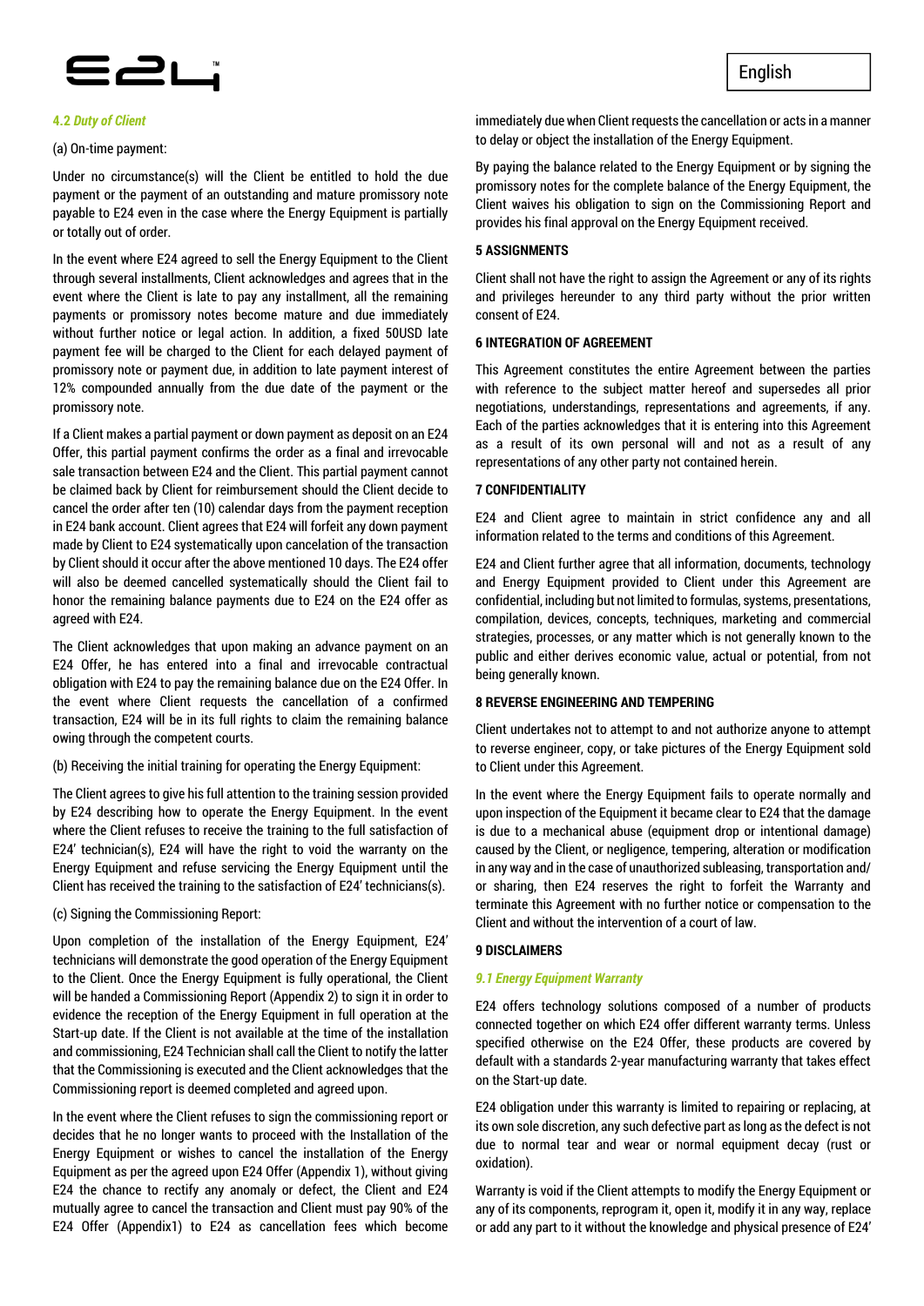#### 4.2 *Duty of Client*

(a) On-time payment:

Under no circumstance(s) will the Client be entitled to hold the due payment or the payment of an outstanding and mature promissory note payable to E24 even in the case where the Energy Equipment is partially or totally out of order.

In the event where E24 agreed to sell the Energy Equipment to the Client through several installments, Client acknowledges and agrees that in the event where the Client is late to pay any installment, all the remaining payments or promissory notes become mature and due immediately without further notice or legal action. In addition, a fixed 50USD late payment fee will be charged to the Client for each delayed payment of promissory note or payment due, in addition to late payment interest of 12% compounded annually from the due date of the payment or the promissory note.

If a Client makes a partial payment or down payment as deposit on an E24 Offer, this partial payment confirms the order as a final and irrevocable sale transaction between E24 and the Client. This partial payment cannot be claimed back by Client for reimbursement should the Client decide to cancel the order after ten (10) calendar days from the payment reception in E24 bank account. Client agrees that E24 will forfeit any down payment made by Client to E24 systematically upon cancelation of the transaction by Client should it occur after the above mentioned 10 days. The E24 offer will also be deemed cancelled systematically should the Client fail to honor the remaining balance payments due to E24 on the E24 offer as agreed with E24.

The Client acknowledges that upon making an advance payment on an E24 Offer, he has entered into a final and irrevocable contractual obligation with E24 to pay the remaining balance due on the E24 Offer. In the event where Client requests the cancellation of a confirmed transaction, E24 will be in its full rights to claim the remaining balance owing through the competent courts.

(b) Receiving the initial training for operating the Energy Equipment:

The Client agrees to give his full attention to the training session provided by E24 describing how to operate the Energy Equipment. In the event where the Client refuses to receive the training to the full satisfaction of E24' technician(s), E24 will have the right to void the warranty on the Energy Equipment and refuse servicing the Energy Equipment until the Client has received the training to the satisfaction of E24' technicians(s).

(c) Signing the Commissioning Report:

Upon completion of the installation of the Energy Equipment, E24' technicians will demonstrate the good operation of the Energy Equipment to the Client. Once the Energy Equipment is fully operational, the Client will be handed a Commissioning Report (Appendix 2) to sign it in order to evidence the reception of the Energy Equipment in full operation at the Start-up date. If the Client is not available at the time of the installation and commissioning, E24 Technician shall call the Client to notify the latter that the Commissioning is executed and the Client acknowledges that the Commissioning report is deemed completed and agreed upon.

In the event where the Client refuses to sign the commissioning report or decides that he no longer wants to proceed with the Installation of the Energy Equipment or wishes to cancel the installation of the Energy Equipment as per the agreed upon E24 Offer (Appendix 1), without giving E24 the chance to rectify any anomaly or defect, the Client and E24 mutually agree to cancel the transaction and Client must pay 90% of the E24 Offer (Appendix1) to E24 as cancellation fees which become immediately due when Client requests the cancellation or acts in a manner to delay or object the installation of the Energy Equipment.

By paying the balance related to the Energy Equipment or by signing the promissory notes for the complete balance of the Energy Equipment, the Client waives his obligation to sign on the Commissioning Report and provides his final approval on the Energy Equipment received.

### 5 ASSIGNMENTS

Client shall not have the right to assign the Agreement or any of its rights and privileges hereunder to any third party without the prior written consent of E24.

### 6 INTEGRATION OF AGREEMENT

This Agreement constitutes the entire Agreement between the parties with reference to the subject matter hereof and supersedes all prior negotiations, understandings, representations and agreements, if any. Each of the parties acknowledges that it is entering into this Agreement as a result of its own personal will and not as a result of any representations of any other party not contained herein.

### 7 CONFIDENTIALITY

E24 and Client agree to maintain in strict confidence any and all information related to the terms and conditions of this Agreement.

E24 and Client further agree that all information, documents, technology and Energy Equipment provided to Client under this Agreement are confidential, including but not limited to formulas, systems, presentations, compilation, devices, concepts, techniques, marketing and commercial strategies, processes, or any matter which is not generally known to the public and either derives economic value, actual or potential, from not being generally known.

### 8 REVERSE ENGINEERING AND TEMPERING

Client undertakes not to attempt to and not authorize anyone to attempt to reverse engineer, copy, or take pictures of the Energy Equipment sold to Client under this Agreement.

In the event where the Energy Equipment fails to operate normally and upon inspection of the Equipment it became clear to E24 that the damage is due to a mechanical abuse (equipment drop or intentional damage) caused by the Client, or negligence, tempering, alteration or modification in any way and in the case of unauthorized subleasing, transportation and/or sharing, then E24 reserves the right to forfeit the Warranty and terminate this Agreement with no further notice or compensation to the Client and without the intervention of a court of law.

### 9 DISCLAIMERS

#### *9.1 Energy Equipment Warranty*

E24 offers technology solutions composed of a number of products connected together on which E24 offer different warranty terms. Unless specified otherwise on the E24 Offer, these products are covered by default with a standards 2-year manufacturing warranty that takes effect on the Start-up date.

E24 obligation under this warranty is limited to repairing or replacing, at its own sole discretion, any such defective part as long as the defect is not due to normal tear and wear or normal equipment decay (rust or oxidation).

Warranty is void if the Client attempts to modify the Energy Equipment or any of its components, reprogram it, open it, modify it in any way, replace or add any part to it without the knowledge and physical presence of E24'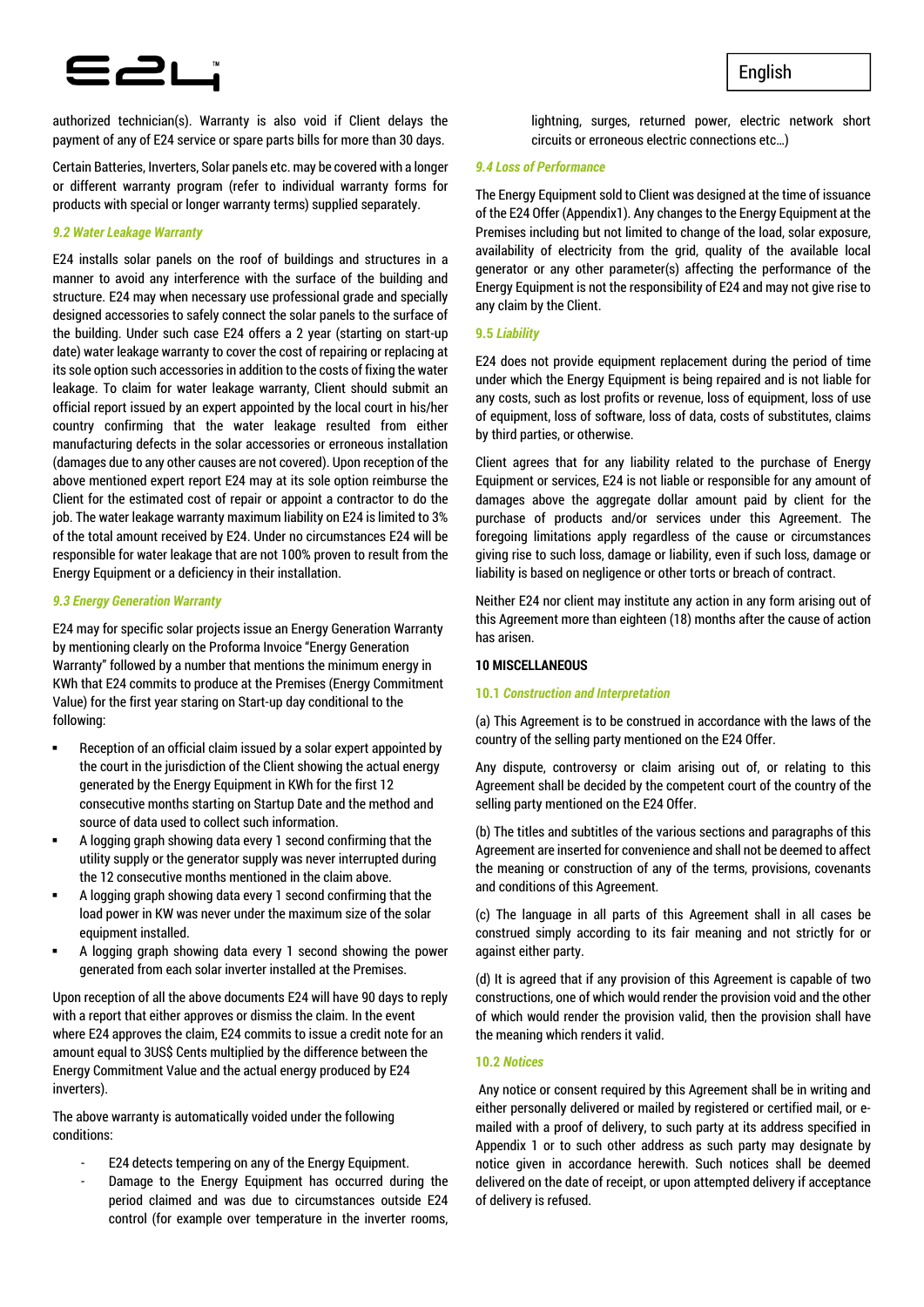authorized technician(s). Warranty is also void if Client delays the payment of any of E24 service or spare parts bills for more than 30 days.

Certain Batteries, Inverters, Solar panels etc. may be covered with a longer or different warranty program (refer to individual warranty forms for products with special or longer warranty terms) supplied separately.

### *9.2 Water Leakage Warranty*

E24 installs solar panels on the roof of buildings and structures in a manner to avoid any interference with the surface of the building and structure. E24 may when necessary use professional grade and specially designed accessories to safely connect the solar panels to the surface of the building. Under such case E24 offers a 2 year (starting on start-up date) water leakage warranty to cover the cost of repairing or replacing at its sole option such accessories in addition to the costs of fixing the water leakage. To claim for water leakage warranty, Client should submit an official report issued by an expert appointed by the local court in his/her country confirming that the water leakage resulted from either manufacturing defects in the solar accessories or erroneous installation (damages due to any other causes are not covered). Upon reception of the above mentioned expert report E24 may at its sole option reimburse the Client for the estimated cost of repair or appoint a contractor to do the job. The water leakage warranty maximum liability on E24 is limited to 3% of the total amount received by E24. Under no circumstances E24 will be responsible for water leakage that are not 100% proven to result from the Energy Equipment or a deficiency in their installation.

### *9.3 Energy Generation Warranty*

E24 may for specific solar projects issue an Energy Generation Warranty by mentioning clearly on the Proforma Invoice "Energy Generation Warranty" followed by a number that mentions the minimum energy in KWh that E24 commits to produce at the Premises (Energy Commitment Value) for the first year staring on Start-up day conditional to the following:

- Reception of an official claim issued by a solar expert appointed by the court in the jurisdiction of the Client showing the actual energy generated by the Energy Equipment in KWh for the first 12 consecutive months starting on Startup Date and the method and source of data used to collect such information.
- A logging graph showing data every 1 second confirming that the utility supply or the generator supply was never interrupted during the 12 consecutive months mentioned in the claim above.
- A logging graph showing data every 1 second confirming that the load power in KW was never under the maximum size of the solar equipment installed.
- A logging graph showing data every 1 second showing the power generated from each solar inverter installed at the Premises.

Upon reception of all the above documents E24 will have 90 days to reply with a report that either approves or dismiss the claim. In the event where E24 approves the claim, E24 commits to issue a credit note for an amount equal to 3US$ Cents multiplied by the difference between the Energy Commitment Value and the actual energy produced by E24 inverters).

The above warranty is automatically voided under the following conditions:

- E24 detects tempering on any of the Energy Equipment.
- Damage to the Energy Equipment has occurred during the period claimed and was due to circumstances outside E24 control (for example over temperature in the inverter rooms, lightning, surges, returned power, electric network short circuits or erroneous electric connections etc…)

### *9.4 Loss of Performance*

The Energy Equipment sold to Client was designed at the time of issuance of the E24 Offer (Appendix1). Any changes to the Energy Equipment at the Premises including but not limited to change of the load, solar exposure, availability of electricity from the grid, quality of the available local generator or any other parameter(s) affecting the performance of the Energy Equipment is not the responsibility of E24 and may not give rise to any claim by the Client.

### 9.5 *Liability*

E24 does not provide equipment replacement during the period of time under which the Energy Equipment is being repaired and is not liable for any costs, such as lost profits or revenue, loss of equipment, loss of use of equipment, loss of software, loss of data, costs of substitutes, claims by third parties, or otherwise.

Client agrees that for any liability related to the purchase of Energy Equipment or services, E24 is not liable or responsible for any amount of damages above the aggregate dollar amount paid by client for the purchase of products and/or services under this Agreement. The foregoing limitations apply regardless of the cause or circumstances giving rise to such loss, damage or liability, even if such loss, damage or liability is based on negligence or other torts or breach of contract.

Neither E24 nor client may institute any action in any form arising out of this Agreement more than eighteen (18) months after the cause of action has arisen.

## 10 MISCELLANEOUS

### 10.1 *Construction and Interpretation*

(a) This Agreement is to be construed in accordance with the laws of the country of the selling party mentioned on the E24 Offer.

Any dispute, controversy or claim arising out of, or relating to this Agreement shall be decided by the competent court of the country of the selling party mentioned on the E24 Offer.

(b) The titles and subtitles of the various sections and paragraphs of this Agreement are inserted for convenience and shall not be deemed to affect the meaning or construction of any of the terms, provisions, covenants and conditions of this Agreement.

(c) The language in all parts of this Agreement shall in all cases be construed simply according to its fair meaning and not strictly for or against either party.

(d) It is agreed that if any provision of this Agreement is capable of two constructions, one of which would render the provision void and the other of which would render the provision valid, then the provision shall have the meaning which renders it valid.

### 10.2 *Notices*

Any notice or consent required by this Agreement shall be in writing and either personally delivered or mailed by registered or certified mail, or e-mailed with a proof of delivery, to such party at its address specified in Appendix 1 or to such other address as such party may designate by notice given in accordance herewith. Such notices shall be deemed delivered on the date of receipt, or upon attempted delivery if acceptance of delivery is refused.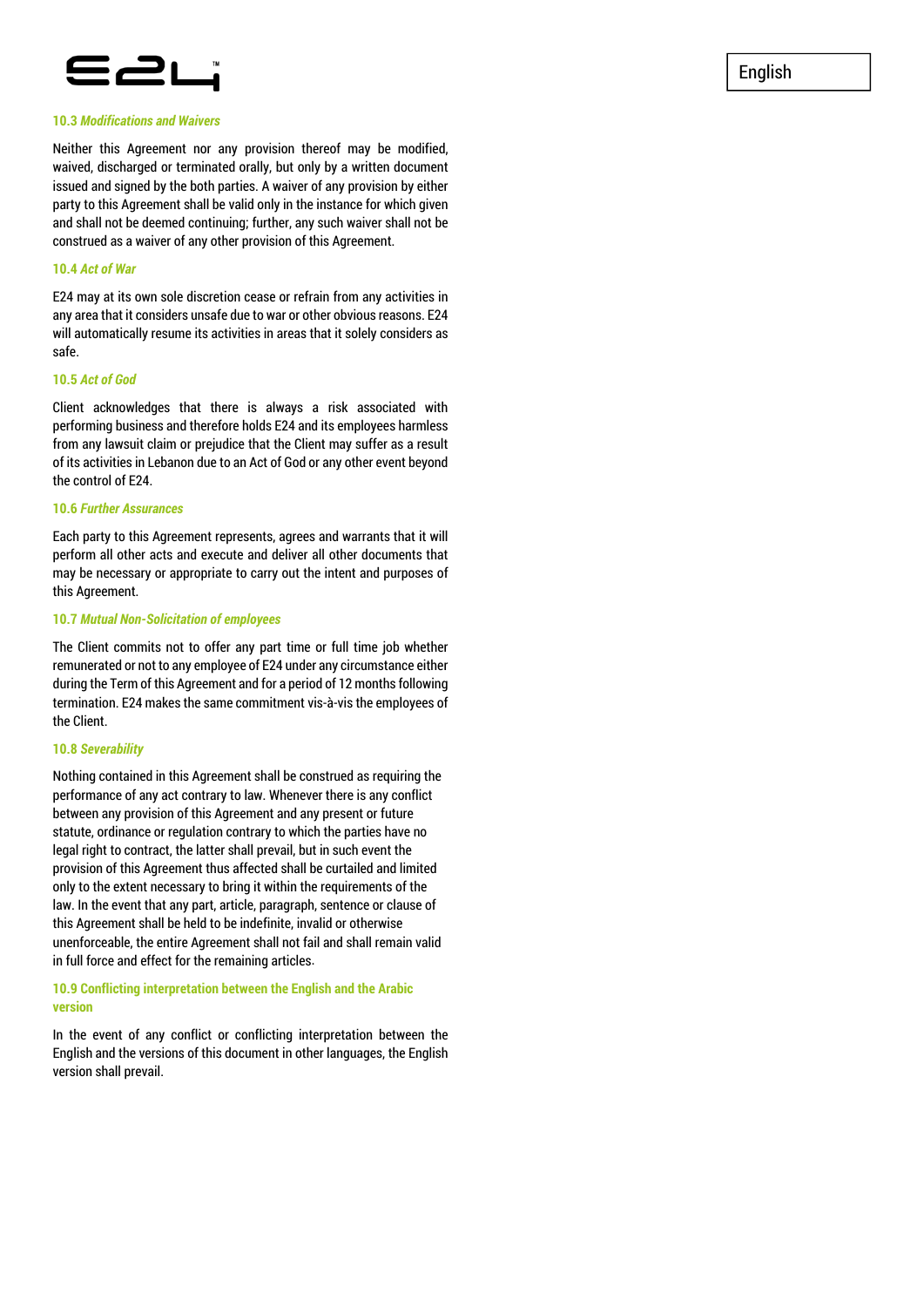### 10.3 *Modifications and Waivers*

Neither this Agreement nor any provision thereof may be modified, waived, discharged or terminated orally, but only by a written document issued and signed by the both parties. A waiver of any provision by either party to this Agreement shall be valid only in the instance for which given and shall not be deemed continuing; further, any such waiver shall not be construed as a waiver of any other provision of this Agreement.

### 10.4 *Act of War*

E24 may at its own sole discretion cease or refrain from any activities in any area that it considers unsafe due to war or other obvious reasons. E24 will automatically resume its activities in areas that it solely considers as safe.

### 10.5 *Act of God*

Client acknowledges that there is always a risk associated with performing business and therefore holds E24 and its employees harmless from any lawsuit claim or prejudice that the Client may suffer as a result of its activities in Lebanon due to an Act of God or any other event beyond the control of E24.

### 10.6 *Further Assurances*

Each party to this Agreement represents, agrees and warrants that it will perform all other acts and execute and deliver all other documents that may be necessary or appropriate to carry out the intent and purposes of this Agreement.

### 10.7 *Mutual Non-Solicitation of employees*

The Client commits not to offer any part time or full time job whether remunerated or not to any employee of E24 under any circumstance either during the Term of this Agreement and for a period of 12 months following termination. E24 makes the same commitment vis-à-vis the employees of the Client.

### 10.8 *Severability*

Nothing contained in this Agreement shall be construed as requiring the performance of any act contrary to law. Whenever there is any conflict between any provision of this Agreement and any present or future statute, ordinance or regulation contrary to which the parties have no legal right to contract, the latter shall prevail, but in such event the provision of this Agreement thus affected shall be curtailed and limited only to the extent necessary to bring it within the requirements of the law. In the event that any part, article, paragraph, sentence or clause of this Agreement shall be held to be indefinite, invalid or otherwise unenforceable, the entire Agreement shall not fail and shall remain valid in full force and effect for the remaining articles.

### 10.9 Conflicting interpretation between the English and the Arabic version

In the event of any conflict or conflicting interpretation between the English and the versions of this document in other languages, the English version shall prevail.